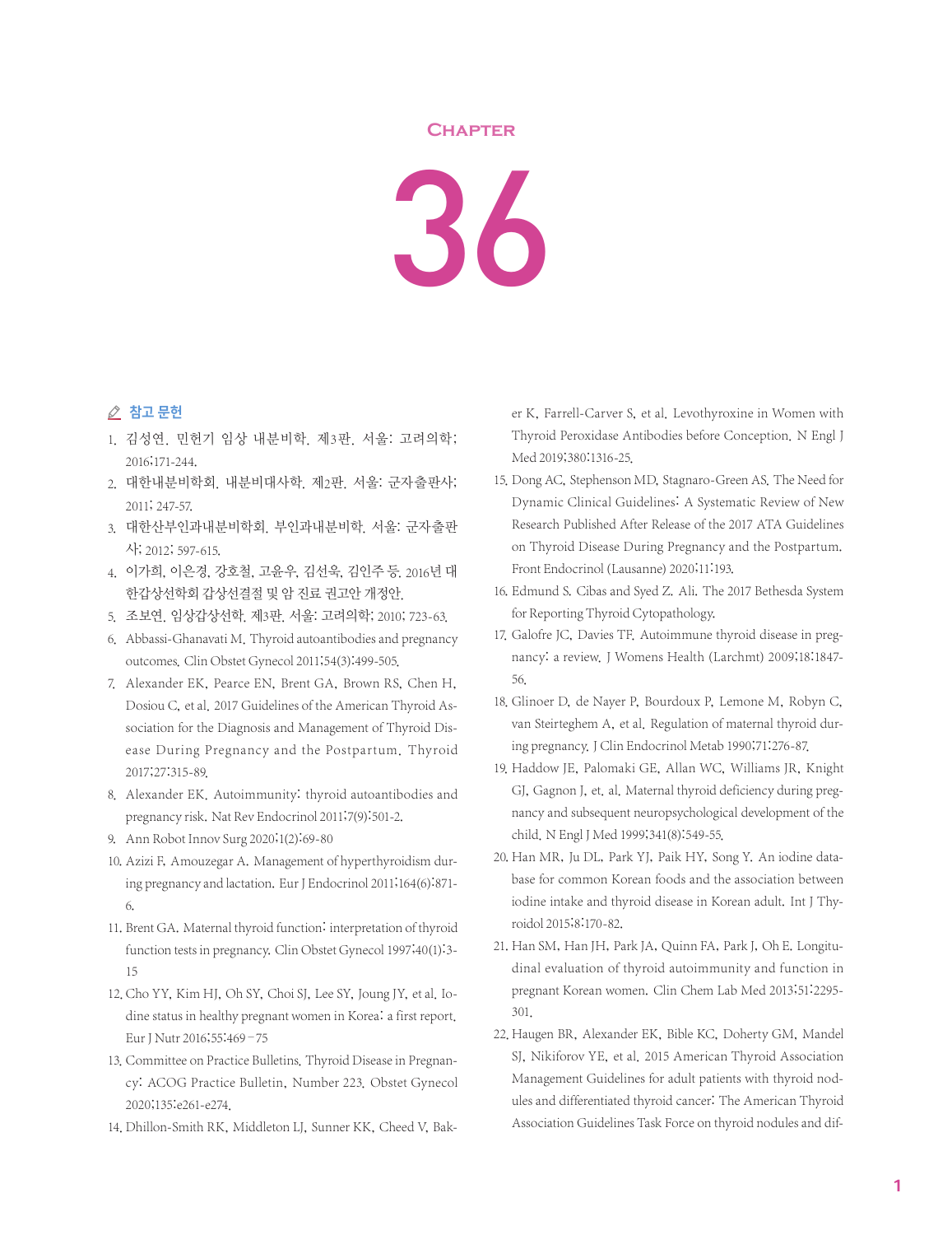# Chapter

# 36

## 참고 문헌

1. 김성연. 민헌기 임상 내분비학. 제3판. 서울: 고려의학; 2016;171-244.
2. 대한내분비학회. 내분비대사학. 제2판. 서울: 군자출판사; 2011; 247-57.
3. 대한산부인과내분비학회. 부인과내분비학. 서울: 군자출판사; 2012; 597-615.
4. 이가희, 이은경, 강호철, 고윤우, 김선욱, 김인주 등. 2016년 대한갑상선학회 갑상선결절 및 암 진료 권고안 개정안.
5. 조보연. 임상갑상선학. 제3판. 서울: 고려의학; 2010; 723-63.
6. Abbassi-Ghanavati M. Thyroid autoantibodies and pregnancy outcomes. Clin Obstet Gynecol 2011;54(3):499-505.
7. Alexander EK, Pearce EN, Brent GA, Brown RS, Chen H, Dosiou C, et al. 2017 Guidelines of the American Thyroid Association for the Diagnosis and Management of Thyroid Disease During Pregnancy and the Postpartum. Thyroid 2017;27:315-89.
8. Alexander EK. Autoimmunity: thyroid autoantibodies and pregnancy risk. Nat Rev Endocrinol 2011;7(9):501-2.
9. Ann Robot Innov Surg 2020;1(2):69-80
10. Azizi F, Amouzegar A. Management of hyperthyroidism during pregnancy and lactation. Eur J Endocrinol 2011;164(6):871-6.
11. Brent GA. Maternal thyroid function: interpretation of thyroid function tests in pregnancy. Clin Obstet Gynecol 1997;40(1):3-15
12. Cho YY, Kim HJ, Oh SY, Choi SJ, Lee SY, Joung JY, et al. Iodine status in healthy pregnant women in Korea: a first report. Eur J Nutr 2016;55:469–75
13. Committee on Practice Bulletins. Thyroid Disease in Pregnancy: ACOG Practice Bulletin, Number 223. Obstet Gynecol 2020;135:e261-e274.
14. Dhillon-Smith RK, Middleton LJ, Sunner KK, Cheed V, Baker K, Farrell-Carver S, et al. Levothyroxine in Women with Thyroid Peroxidase Antibodies before Conception. N Engl J Med 2019;380:1316-25.
15. Dong AC, Stephenson MD, Stagnaro-Green AS. The Need for Dynamic Clinical Guidelines: A Systematic Review of New Research Published After Release of the 2017 ATA Guidelines on Thyroid Disease During Pregnancy and the Postpartum. Front Endocrinol (Lausanne) 2020;11:193.
16. Edmund S. Cibas and Syed Z. Ali. The 2017 Bethesda System for Reporting Thyroid Cytopathology.
17. Galofre JC, Davies TF. Autoimmune thyroid disease in pregnancy: a review. J Womens Health (Larchmt) 2009;18:1847-56.
18. Glinoer D, de Nayer P, Bourdoux P, Lemone M, Robyn C, van Steirteghem A, et al. Regulation of maternal thyroid during pregnancy. J Clin Endocrinol Metab 1990;71:276-87.
19. Haddow JE, Palomaki GE, Allan WC, Williams JR, Knight GJ, Gagnon J, et. al. Maternal thyroid deficiency during pregnancy and subsequent neuropsychological development of the child. N Engl J Med 1999;341(8):549-55.
20. Han MR, Ju DL, Park YJ, Paik HY, Song Y. An iodine database for common Korean foods and the association between iodine intake and thyroid disease in Korean adult. Int J Thyroidol 2015;8:170-82.
21. Han SM, Han JH, Park JA, Quinn FA, Park J, Oh E. Longitudinal evaluation of thyroid autoimmunity and function in pregnant Korean women. Clin Chem Lab Med 2013;51:2295-301.
22. Haugen BR, Alexander EK, Bible KC, Doherty GM, Mandel SJ, Nikiforov YE, et al. 2015 American Thyroid Association Management Guidelines for adult patients with thyroid nodules and differentiated thyroid cancer: The American Thyroid Association Guidelines Task Force on thyroid nodules and dif-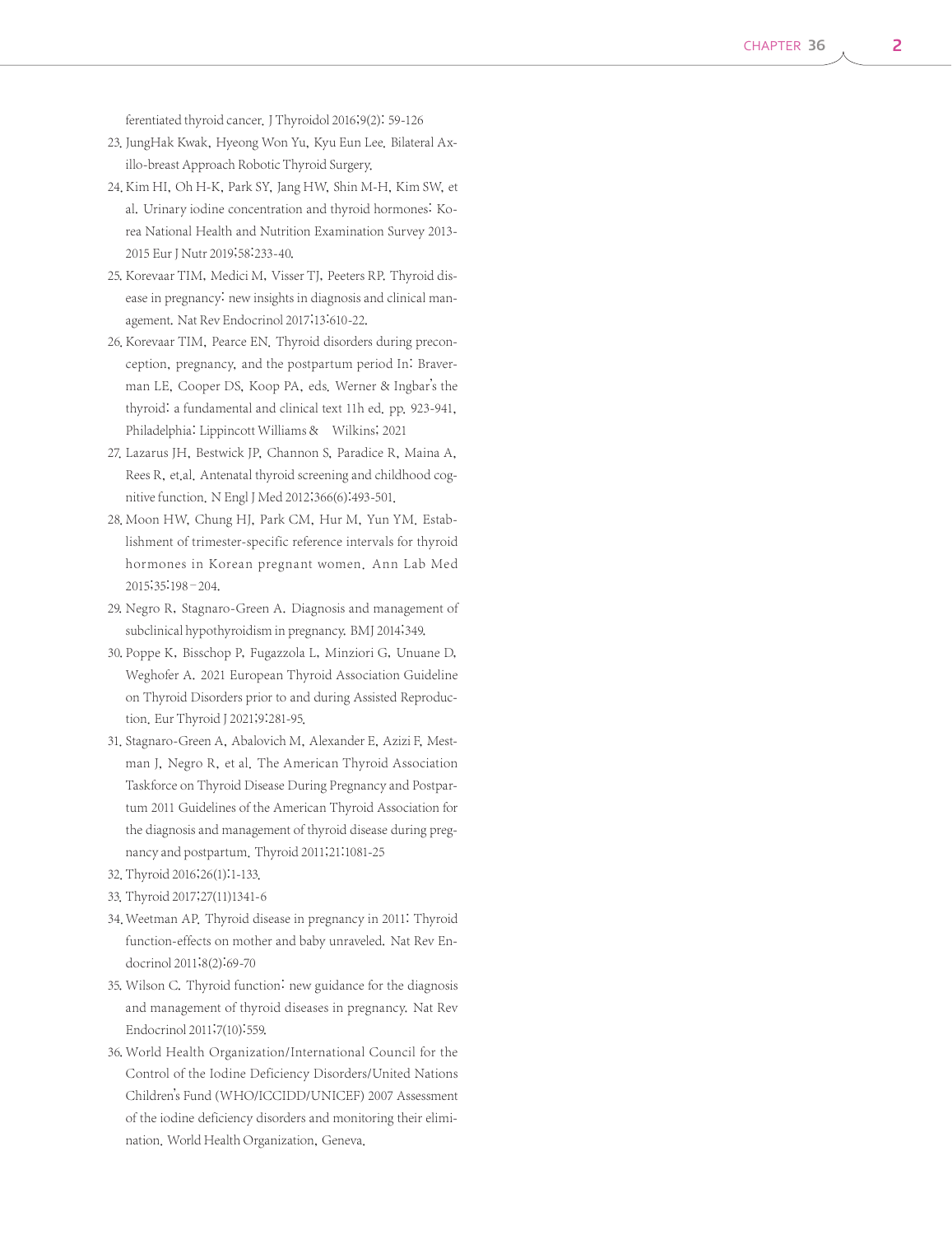ferentiated thyroid cancer. J Thyroidol 2016;9(2): 59-126

23. JungHak Kwak, Hyeong Won Yu, Kyu Eun Lee. Bilateral Axillo-breast Approach Robotic Thyroid Surgery.
24. Kim HI, Oh H-K, Park SY, Jang HW, Shin M-H, Kim SW, et al. Urinary iodine concentration and thyroid hormones: Korea National Health and Nutrition Examination Survey 2013-2015 Eur J Nutr 2019;58:233-40.
25. Korevaar TIM, Medici M, Visser TJ, Peeters RP. Thyroid disease in pregnancy: new insights in diagnosis and clinical management. Nat Rev Endocrinol 2017;13:610-22.
26. Korevaar TIM, Pearce EN. Thyroid disorders during preconception, pregnancy, and the postpartum period In: Braverman LE, Cooper DS, Koop PA, eds. Werner & Ingbar's the thyroid: a fundamental and clinical text 11h ed. pp. 923-941, Philadelphia: Lippincott Williams & Wilkins; 2021
27. Lazarus JH, Bestwick JP, Channon S, Paradice R, Maina A, Rees R, et.al. Antenatal thyroid screening and childhood cognitive function. N Engl J Med 2012;366(6):493-501.
28. Moon HW, Chung HJ, Park CM, Hur M, Yun YM. Establishment of trimester-specific reference intervals for thyroid hormones in Korean pregnant women. Ann Lab Med 2015;35:198–204.
29. Negro R, Stagnaro-Green A. Diagnosis and management of subclinical hypothyroidism in pregnancy. BMJ 2014;349.
30. Poppe K, Bisschop P, Fugazzola L, Minziori G, Unuane D, Weghofer A. 2021 European Thyroid Association Guideline on Thyroid Disorders prior to and during Assisted Reproduction. Eur Thyroid J 2021;9:281-95.
31. Stagnaro-Green A, Abalovich M, Alexander E, Azizi F, Mestman J, Negro R, et al. The American Thyroid Association Taskforce on Thyroid Disease During Pregnancy and Postpartum 2011 Guidelines of the American Thyroid Association for the diagnosis and management of thyroid disease during pregnancy and postpartum. Thyroid 2011;21:1081-25
32. Thyroid 2016;26(1):1-133.
33. Thyroid 2017;27(11)1341-6
34. Weetman AP. Thyroid disease in pregnancy in 2011: Thyroid function-effects on mother and baby unraveled. Nat Rev Endocrinol 2011;8(2):69-70
35. Wilson C. Thyroid function: new guidance for the diagnosis and management of thyroid diseases in pregnancy. Nat Rev Endocrinol 2011;7(10):559.
36. World Health Organization/International Council for the Control of the Iodine Deficiency Disorders/United Nations Children's Fund (WHO/ICCIDD/UNICEF) 2007 Assessment of the iodine deficiency disorders and monitoring their elimination. World Health Organization, Geneva.